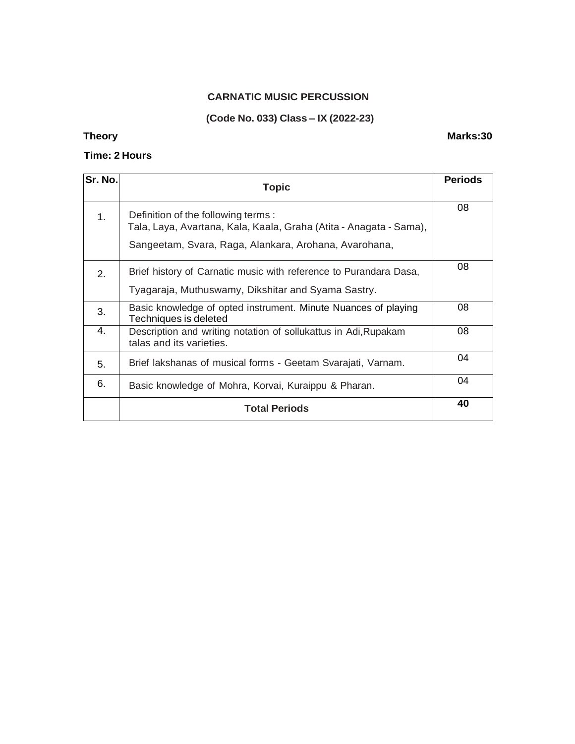# CARNATIC MUSIC PERCUSSION

## (Code No. 033) Class – IX (2022-23)

**Theory** **Marks:30**

**Time: 2 Hours**

| Sr. No. | Topic | Periods |
|---|---|---|
| 1. | Definition of the following terms : Tala, Laya, Avartana, Kala, Kaala, Graha (Atita - Anagata - Sama), Sangeetam, Svara, Raga, Alankara, Arohana, Avarohana, | 08 |
| 2. | Brief history of Carnatic music with reference to Purandara Dasa, Tyagaraja, Muthuswamy, Dikshitar and Syama Sastry. | 08 |
| 3. | Basic knowledge of opted instrument. Minute Nuances of playing Techniques is deleted | 08 |
| 4. | Description and writing notation of sollukattus in Adi,Rupakam talas and its varieties. | 08 |
| 5. | Brief lakshanas of musical forms - Geetam Svarajati, Varnam. | 04 |
| 6. | Basic knowledge of Mohra, Korvai, Kuraippu & Pharan. | 04 |
| | **Total Periods** | **40** |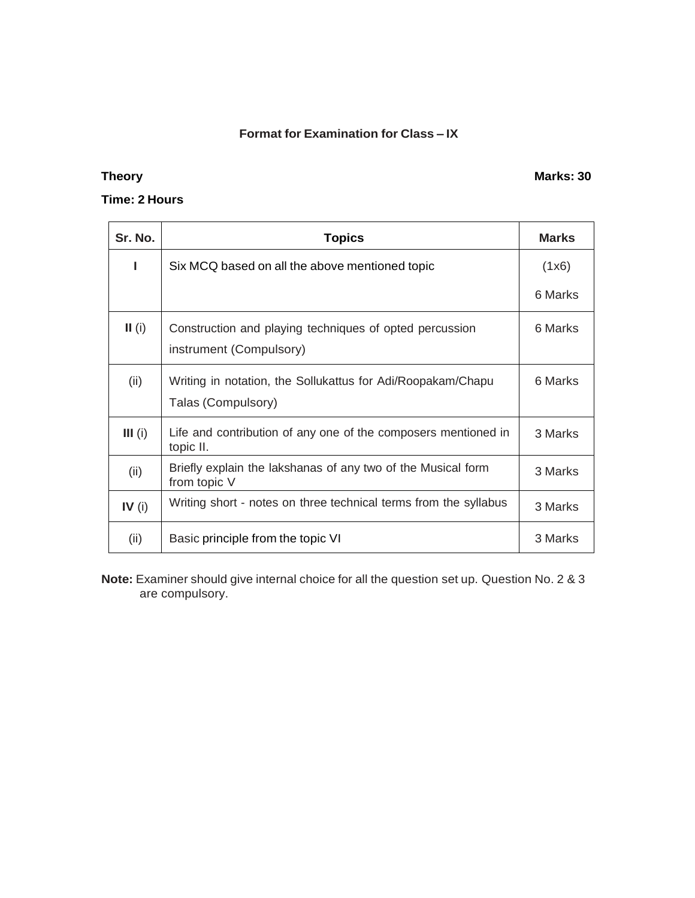## Format for Examination for Class – IX

**Theory** **Marks: 30**

**Time: 2 Hours**

| Sr. No. | Topics | Marks |
|---|---|---|
| **I** | Six MCQ based on all the above mentioned topic | (1x6) 6 Marks |
| **II** (i) | Construction and playing techniques of opted percussion instrument (Compulsory) | 6 Marks |
| (ii) | Writing in notation, the Sollukattus for Adi/Roopakam/Chapu Talas (Compulsory) | 6 Marks |
| **III** (i) | Life and contribution of any one of the composers mentioned in topic II. | 3 Marks |
| (ii) | Briefly explain the lakshanas of any two of the Musical form from topic V | 3 Marks |
| **IV** (i) | Writing short - notes on three technical terms from the syllabus | 3 Marks |
| (ii) | Basic principle from the topic VI | 3 Marks |

**Note:** Examiner should give internal choice for all the question set up. Question No. 2 & 3 are compulsory.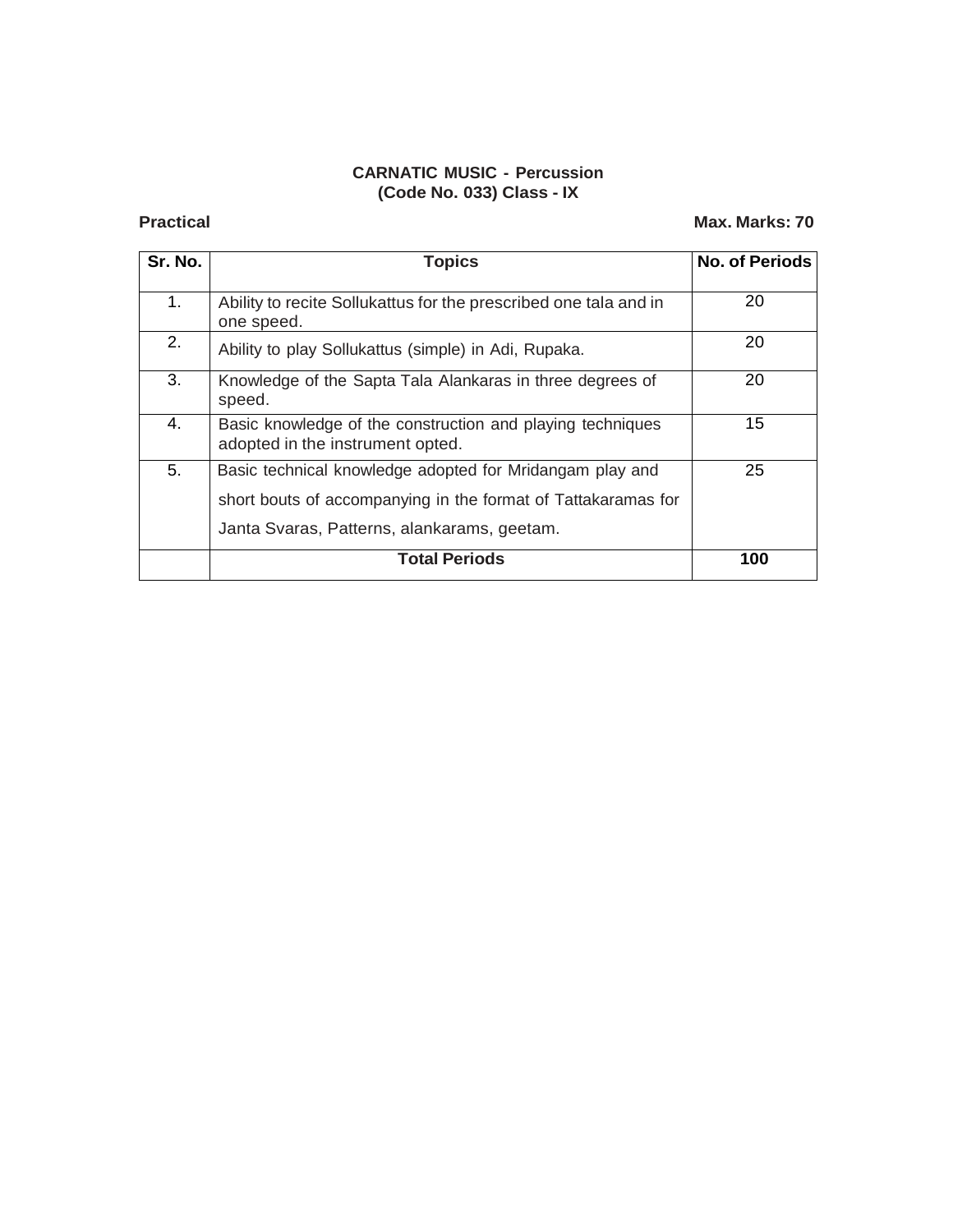**CARNATIC MUSIC - Percussion**
**(Code No. 033) Class - IX**

**Practical** **Max. Marks: 70**

| Sr. No. | Topics | No. of Periods |
|---|---|---|
| 1. | Ability to recite Sollukattus for the prescribed one tala and in one speed. | 20 |
| 2. | Ability to play Sollukattus (simple) in Adi, Rupaka. | 20 |
| 3. | Knowledge of the Sapta Tala Alankaras in three degrees of speed. | 20 |
| 4. | Basic knowledge of the construction and playing techniques adopted in the instrument opted. | 15 |
| 5. | Basic technical knowledge adopted for Mridangam play and short bouts of accompanying in the format of Tattakaramas for Janta Svaras, Patterns, alankarams, geetam. | 25 |
| | **Total Periods** | **100** |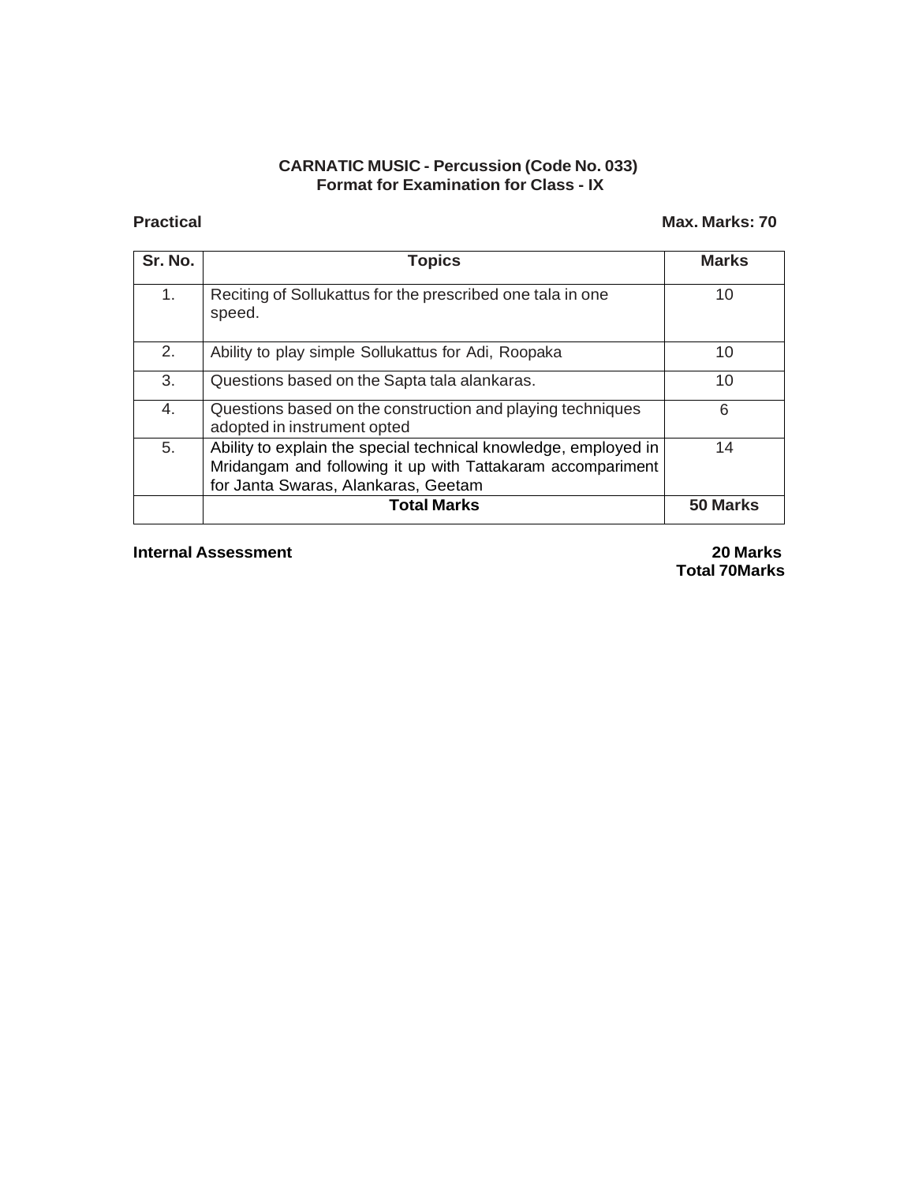**CARNATIC MUSIC - Percussion (Code No. 033)**
**Format for Examination for Class - IX**

**Practical** **Max. Marks: 70**

| Sr. No. | Topics | Marks |
|---|---|---|
| 1. | Reciting of Sollukattus for the prescribed one tala in one speed. | 10 |
| 2. | Ability to play simple Sollukattus for Adi, Roopaka | 10 |
| 3. | Questions based on the Sapta tala alankaras. | 10 |
| 4. | Questions based on the construction and playing techniques adopted in instrument opted | 6 |
| 5. | Ability to explain the special technical knowledge, employed in Mridangam and following it up with Tattakaram accompariment for Janta Swaras, Alankaras, Geetam | 14 |
| | **Total Marks** | **50 Marks** |

**Internal Assessment** **20 Marks**
**Total 70Marks**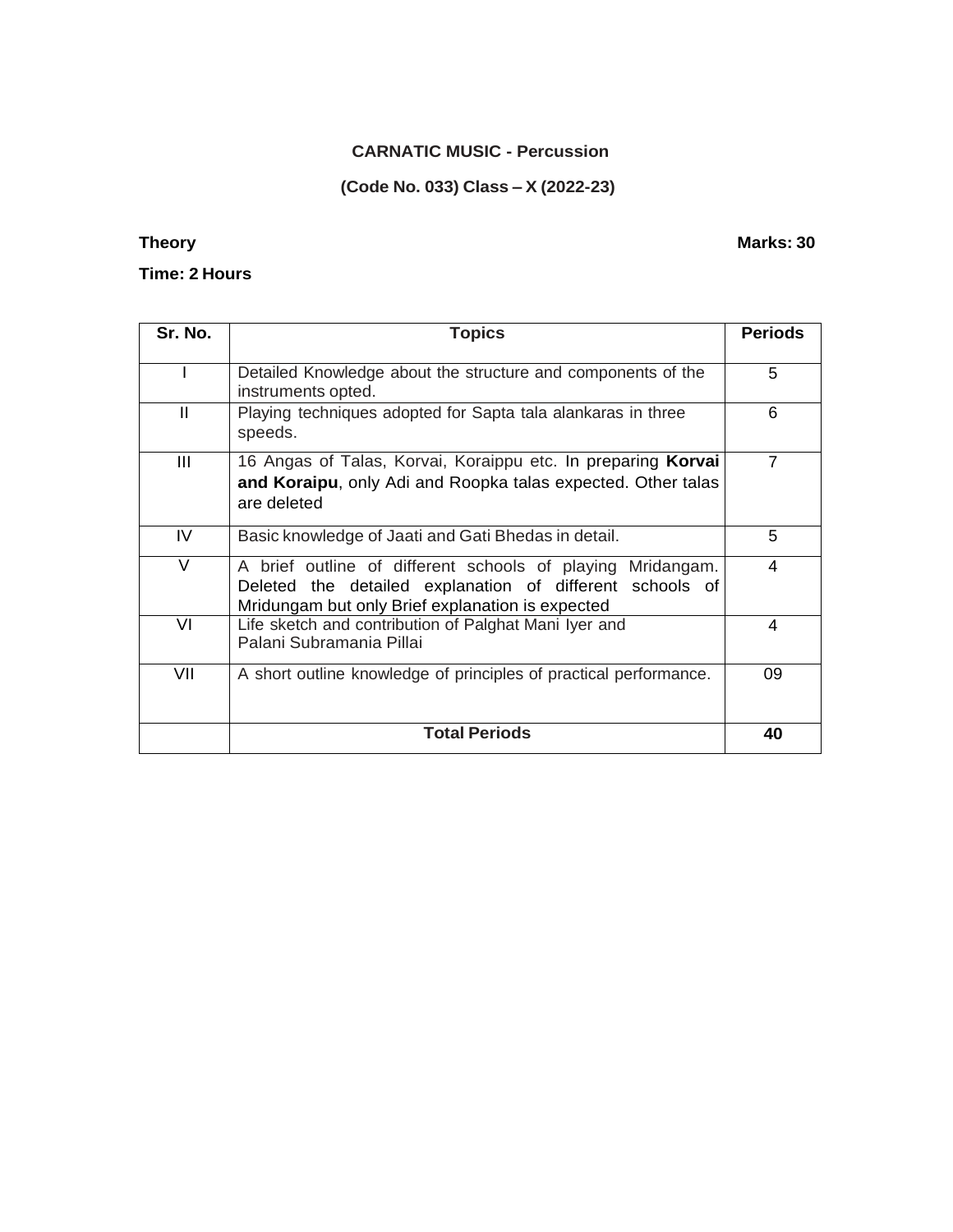**CARNATIC MUSIC - Percussion**

**(Code No. 033) Class – X (2022-23)**

**Theory** **Marks: 30**

**Time: 2 Hours**

| Sr. No. | Topics | Periods |
|---|---|---|
| I | Detailed Knowledge about the structure and components of the instruments opted. | 5 |
| II | Playing techniques adopted for Sapta tala alankaras in three speeds. | 6 |
| III | 16 Angas of Talas, Korvai, Koraippu etc. In preparing **Korvai and Koraipu**, only Adi and Roopka talas expected. Other talas are deleted | 7 |
| IV | Basic knowledge of Jaati and Gati Bhedas in detail. | 5 |
| V | A brief outline of different schools of playing Mridangam. Deleted the detailed explanation of different schools of Mridungam but only Brief explanation is expected | 4 |
| VI | Life sketch and contribution of Palghat Mani Iyer and Palani Subramania Pillai | 4 |
| VII | A short outline knowledge of principles of practical performance. | 09 |
| | **Total Periods** | **40** |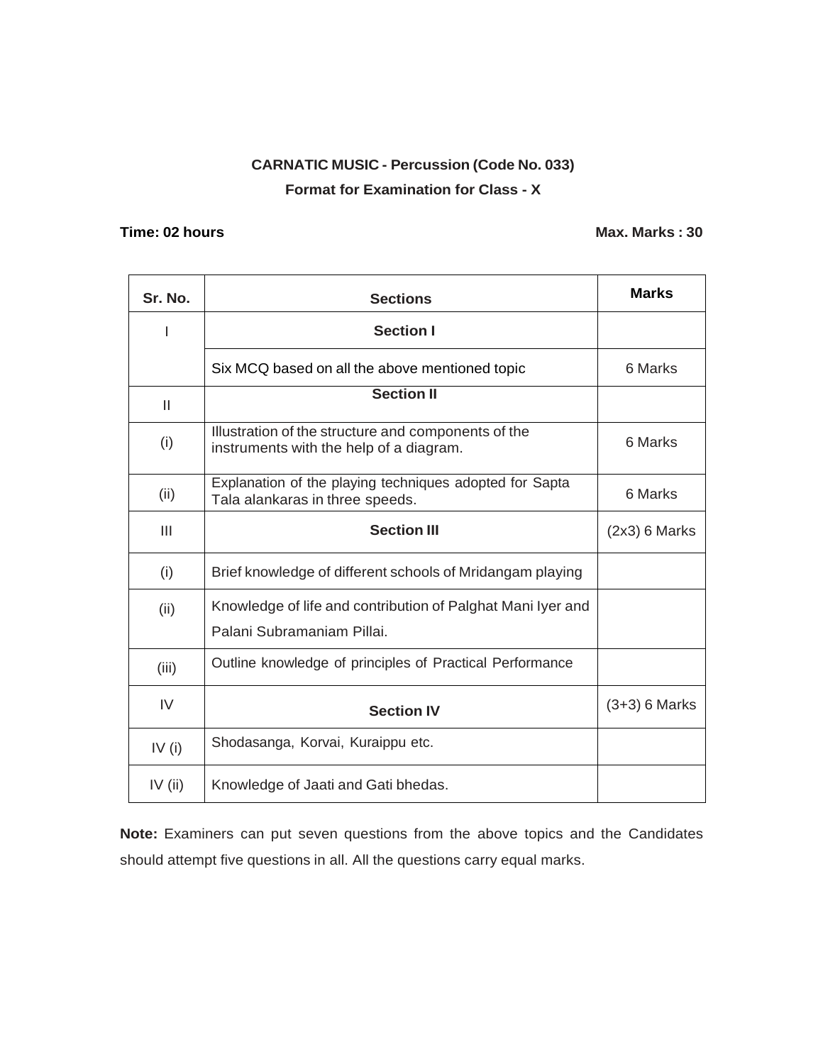**CARNATIC MUSIC - Percussion (Code No. 033)**

**Format for Examination for Class - X**

**Time: 02 hours** **Max. Marks : 30**

| Sr. No. | Sections | Marks |
|---|---|---|
| I | **Section I** | |
| | Six MCQ based on all the above mentioned topic | 6 Marks |
| II | **Section II** | |
| (i) | Illustration of the structure and components of the instruments with the help of a diagram. | 6 Marks |
| (ii) | Explanation of the playing techniques adopted for Sapta Tala alankaras in three speeds. | 6 Marks |
| III | **Section III** | (2x3) 6 Marks |
| (i) | Brief knowledge of different schools of Mridangam playing | |
| (ii) | Knowledge of life and contribution of Palghat Mani Iyer and Palani Subramaniam Pillai. | |
| (iii) | Outline knowledge of principles of Practical Performance | |
| IV | **Section IV** | (3+3) 6 Marks |
| IV (i) | Shodasanga, Korvai, Kuraippu etc. | |
| IV (ii) | Knowledge of Jaati and Gati bhedas. | |

**Note:** Examiners can put seven questions from the above topics and the Candidates should attempt five questions in all. All the questions carry equal marks.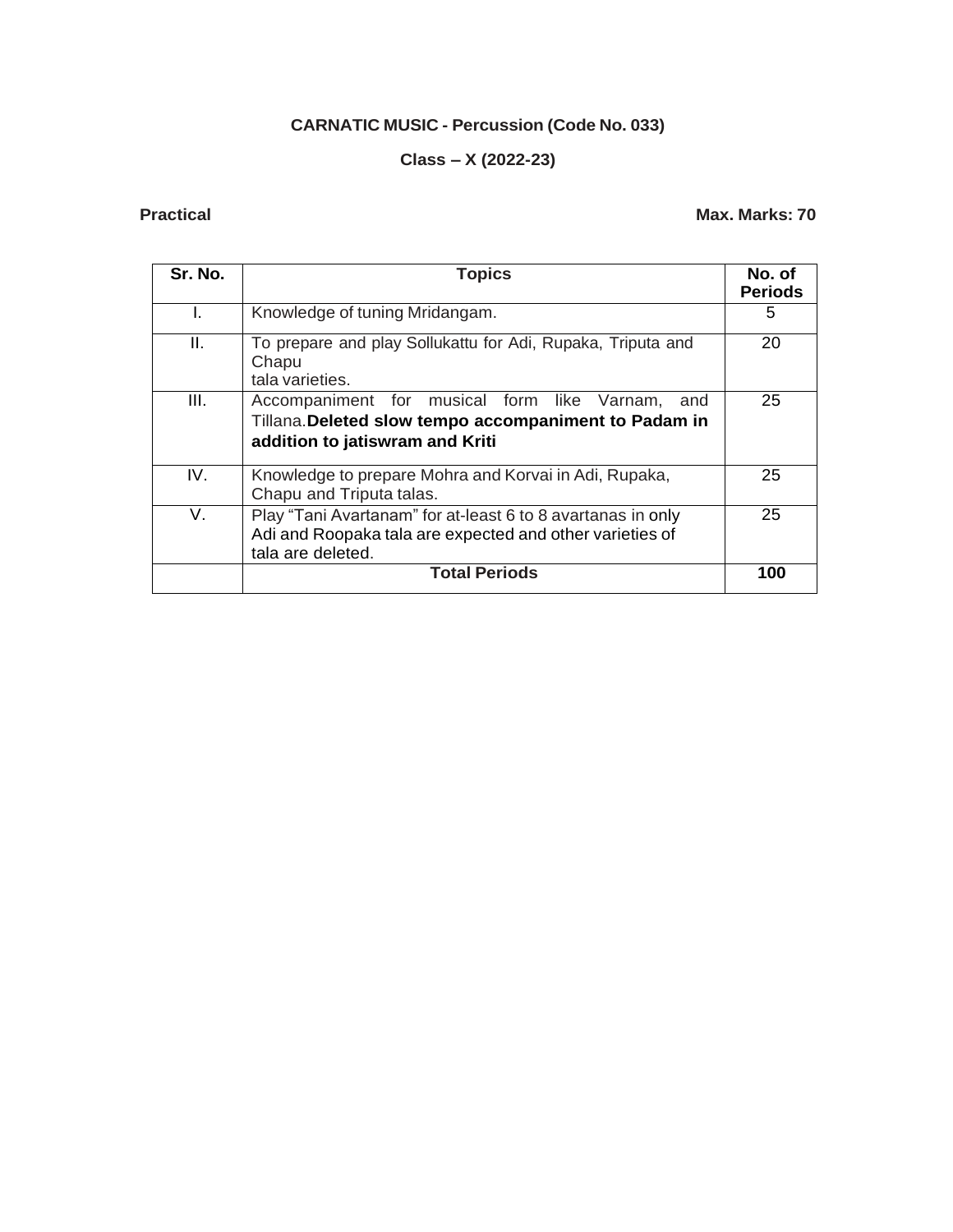**CARNATIC MUSIC - Percussion (Code No. 033)**

**Class – X (2022-23)**

**Practical** **Max. Marks: 70**

| Sr. No. | Topics | No. of Periods |
|---|---|---|
| I. | Knowledge of tuning Mridangam. | 5 |
| II. | To prepare and play Sollukattu for Adi, Rupaka, Triputa and Chapu tala varieties. | 20 |
| III. | Accompaniment for musical form like Varnam, and Tillana.**Deleted slow tempo accompaniment to Padam in addition to jatiswram and Kriti** | 25 |
| IV. | Knowledge to prepare Mohra and Korvai in Adi, Rupaka, Chapu and Triputa talas. | 25 |
| V. | Play "Tani Avartanam" for at-least 6 to 8 avartanas in only Adi and Roopaka tala are expected and other varieties of tala are deleted. | 25 |
| | **Total Periods** | **100** |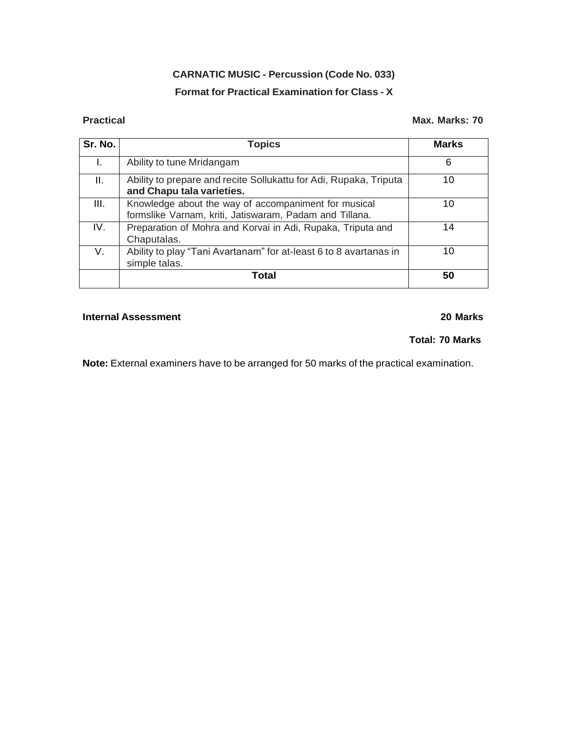**CARNATIC MUSIC - Percussion (Code No. 033)**

**Format for Practical Examination for Class - X**

**Practical** **Max. Marks: 70**

| Sr. No. | Topics | Marks |
|---|---|---|
| I. | Ability to tune Mridangam | 6 |
| II. | Ability to prepare and recite Sollukattu for Adi, Rupaka, Triputa **and Chapu tala varieties.** | 10 |
| III. | Knowledge about the way of accompaniment for musical formslike Varnam, kriti, Jatiswaram, Padam and Tillana. | 10 |
| IV. | Preparation of Mohra and Korvai in Adi, Rupaka, Triputa and Chaputalas. | 14 |
| V. | Ability to play "Tani Avartanam" for at-least 6 to 8 avartanas in simple talas. | 10 |
| | **Total** | **50** |

**Internal Assessment** **20 Marks**

**Total: 70 Marks**

**Note:** External examiners have to be arranged for 50 marks of the practical examination.